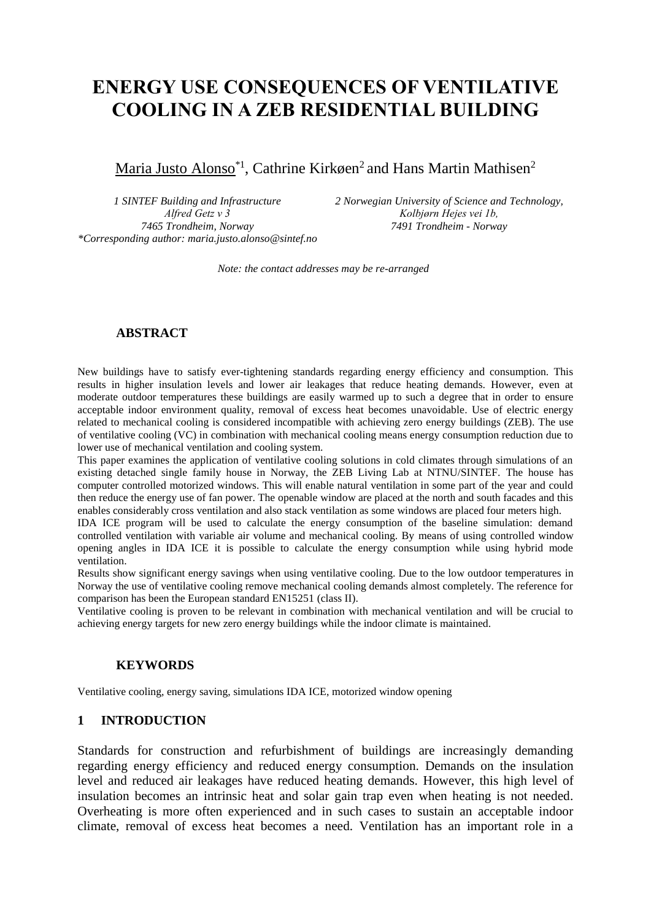# ENERGY USE CONSEQUENCES OF VENTILATIVE COOLING IN A ZEB RESIDENTIAL BUILDING

Maria Justo Alonso*[1], Cathrine Kirkøen[2] and Hans Martin Mathisen[2]

*1 SINTEF Building and Infrastructure*
*Alfred Getz v 3*
*7465 Trondheim, Norway*
**Corresponding author: maria.justo.alonso@sintef.no*

*2 Norwegian University of Science and Technology,*
*Kolbjørn Hejes vei 1b,*
*7491 Trondheim - Norway*

*Note: the contact addresses may be re-arranged*

## ABSTRACT

New buildings have to satisfy ever-tightening standards regarding energy efficiency and consumption. This results in higher insulation levels and lower air leakages that reduce heating demands. However, even at moderate outdoor temperatures these buildings are easily warmed up to such a degree that in order to ensure acceptable indoor environment quality, removal of excess heat becomes unavoidable. Use of electric energy related to mechanical cooling is considered incompatible with achieving zero energy buildings (ZEB). The use of ventilative cooling (VC) in combination with mechanical cooling means energy consumption reduction due to lower use of mechanical ventilation and cooling system.

This paper examines the application of ventilative cooling solutions in cold climates through simulations of an existing detached single family house in Norway, the ZEB Living Lab at NTNU/SINTEF. The house has computer controlled motorized windows. This will enable natural ventilation in some part of the year and could then reduce the energy use of fan power. The openable window are placed at the north and south facades and this enables considerably cross ventilation and also stack ventilation as some windows are placed four meters high.

IDA ICE program will be used to calculate the energy consumption of the baseline simulation: demand controlled ventilation with variable air volume and mechanical cooling. By means of using controlled window opening angles in IDA ICE it is possible to calculate the energy consumption while using hybrid mode ventilation.

Results show significant energy savings when using ventilative cooling. Due to the low outdoor temperatures in Norway the use of ventilative cooling remove mechanical cooling demands almost completely. The reference for comparison has been the European standard EN15251 (class II).

Ventilative cooling is proven to be relevant in combination with mechanical ventilation and will be crucial to achieving energy targets for new zero energy buildings while the indoor climate is maintained.

## KEYWORDS

Ventilative cooling, energy saving, simulations IDA ICE, motorized window opening

## 1 INTRODUCTION

Standards for construction and refurbishment of buildings are increasingly demanding regarding energy efficiency and reduced energy consumption. Demands on the insulation level and reduced air leakages have reduced heating demands. However, this high level of insulation becomes an intrinsic heat and solar gain trap even when heating is not needed. Overheating is more often experienced and in such cases to sustain an acceptable indoor climate, removal of excess heat becomes a need. Ventilation has an important role in a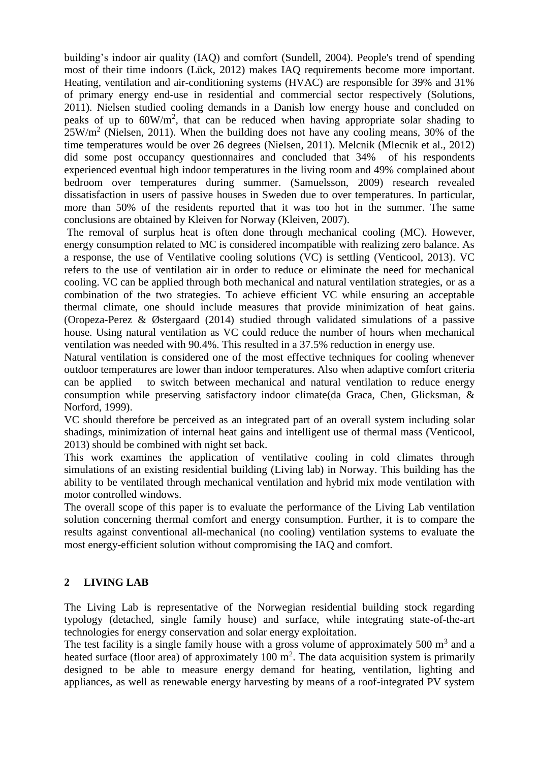building's indoor air quality (IAQ) and comfort (Sundell, 2004). People's trend of spending most of their time indoors (Lück, 2012) makes IAQ requirements become more important. Heating, ventilation and air-conditioning systems (HVAC) are responsible for 39% and 31% of primary energy end-use in residential and commercial sector respectively (Solutions, 2011). Nielsen studied cooling demands in a Danish low energy house and concluded on peaks of up to $60W/m^2$, that can be reduced when having appropriate solar shading to $25W/m^2$ (Nielsen, 2011). When the building does not have any cooling means, 30% of the time temperatures would be over 26 degrees (Nielsen, 2011). Melcnik (Mlecnik et al., 2012) did some post occupancy questionnaires and concluded that 34% of his respondents experienced eventual high indoor temperatures in the living room and 49% complained about bedroom over temperatures during summer. (Samuelsson, 2009) research revealed dissatisfaction in users of passive houses in Sweden due to over temperatures. In particular, more than 50% of the residents reported that it was too hot in the summer. The same conclusions are obtained by Kleiven for Norway (Kleiven, 2007).

The removal of surplus heat is often done through mechanical cooling (MC). However, energy consumption related to MC is considered incompatible with realizing zero balance. As a response, the use of Ventilative cooling solutions (VC) is settling (Venticool, 2013). VC refers to the use of ventilation air in order to reduce or eliminate the need for mechanical cooling. VC can be applied through both mechanical and natural ventilation strategies, or as a combination of the two strategies. To achieve efficient VC while ensuring an acceptable thermal climate, one should include measures that provide minimization of heat gains. (Oropeza-Perez & Østergaard (2014) studied through validated simulations of a passive house. Using natural ventilation as VC could reduce the number of hours when mechanical ventilation was needed with 90.4%. This resulted in a 37.5% reduction in energy use.

Natural ventilation is considered one of the most effective techniques for cooling whenever outdoor temperatures are lower than indoor temperatures. Also when adaptive comfort criteria can be applied to switch between mechanical and natural ventilation to reduce energy consumption while preserving satisfactory indoor climate(da Graca, Chen, Glicksman, & Norford, 1999).

VC should therefore be perceived as an integrated part of an overall system including solar shadings, minimization of internal heat gains and intelligent use of thermal mass (Venticool, 2013) should be combined with night set back.

This work examines the application of ventilative cooling in cold climates through simulations of an existing residential building (Living lab) in Norway. This building has the ability to be ventilated through mechanical ventilation and hybrid mix mode ventilation with motor controlled windows.

The overall scope of this paper is to evaluate the performance of the Living Lab ventilation solution concerning thermal comfort and energy consumption. Further, it is to compare the results against conventional all-mechanical (no cooling) ventilation systems to evaluate the most energy-efficient solution without compromising the IAQ and comfort.

## 2 LIVING LAB

The Living Lab is representative of the Norwegian residential building stock regarding typology (detached, single family house) and surface, while integrating state-of-the-art technologies for energy conservation and solar energy exploitation.

The test facility is a single family house with a gross volume of approximately 500 $m^3$ and a heated surface (floor area) of approximately 100 $m^2$. The data acquisition system is primarily designed to be able to measure energy demand for heating, ventilation, lighting and appliances, as well as renewable energy harvesting by means of a roof-integrated PV system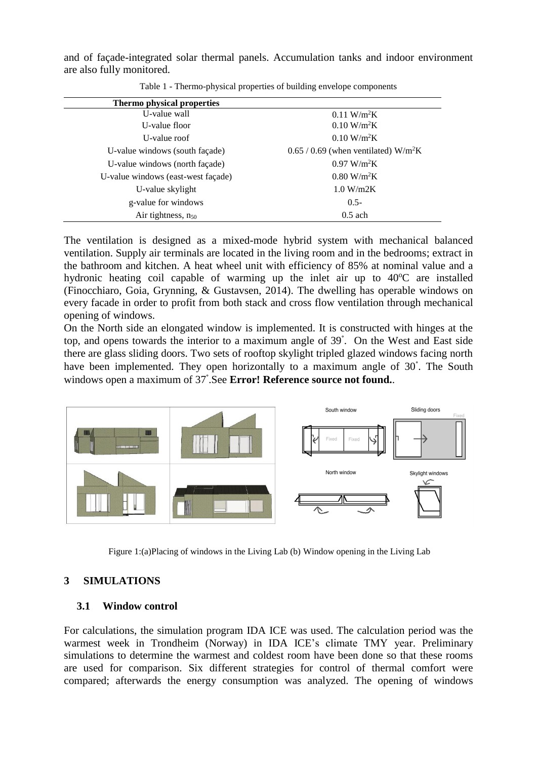and of façade-integrated solar thermal panels. Accumulation tanks and indoor environment are also fully monitored.

Table 1 - Thermo-physical properties of building envelope components

| Thermo physical properties | |
|---|---|
| U-value wall | 0.11 W/m$^2$K |
| U-value floor | 0.10 W/m$^2$K |
| U-value roof | 0.10 W/m$^2$K |
| U-value windows (south façade) | 0.65 / 0.69 (when ventilated) W/m$^2$K |
| U-value windows (north façade) | 0.97 W/m$^2$K |
| U-value windows (east-west façade) | 0.80 W/m$^2$K |
| U-value skylight | 1.0 W/m2K |
| g-value for windows | 0.5- |
| Air tightness, $n_{50}$ | 0.5 ach |

The ventilation is designed as a mixed-mode hybrid system with mechanical balanced ventilation. Supply air terminals are located in the living room and in the bedrooms; extract in the bathroom and kitchen. A heat wheel unit with efficiency of 85% at nominal value and a hydronic heating coil capable of warming up the inlet air up to 40$^o$C are installed (Finocchiaro, Goia, Grynning, & Gustavsen, 2014). The dwelling has operable windows on every facade in order to profit from both stack and cross flow ventilation through mechanical opening of windows.

On the North side an elongated window is implemented. It is constructed with hinges at the top, and opens towards the interior to a maximum angle of 39˚. On the West and East side there are glass sliding doors. Two sets of rooftop skylight tripled glazed windows facing north have been implemented. They open horizontally to a maximum angle of 30˚. The South windows open a maximum of 37˚.See **Error! Reference source not found.**.

Figure 1:(a)Placing of windows in the Living Lab (b) Window opening in the Living Lab

## 3 SIMULATIONS

### 3.1 Window control

For calculations, the simulation program IDA ICE was used. The calculation period was the warmest week in Trondheim (Norway) in IDA ICE's climate TMY year. Preliminary simulations to determine the warmest and coldest room have been done so that these rooms are used for comparison. Six different strategies for control of thermal comfort were compared; afterwards the energy consumption was analyzed. The opening of windows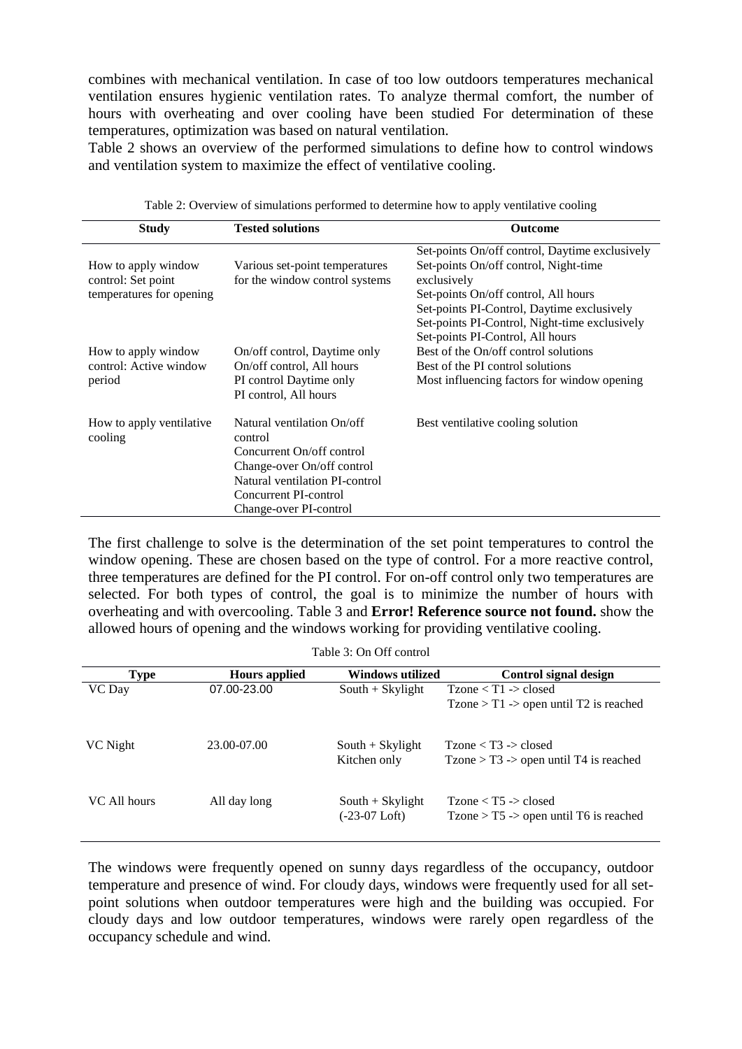combines with mechanical ventilation. In case of too low outdoors temperatures mechanical ventilation ensures hygienic ventilation rates. To analyze thermal comfort, the number of hours with overheating and over cooling have been studied For determination of these temperatures, optimization was based on natural ventilation.

Table 2 shows an overview of the performed simulations to define how to control windows and ventilation system to maximize the effect of ventilative cooling.

Table 2: Overview of simulations performed to determine how to apply ventilative cooling

| Study | Tested solutions | Outcome |
|---|---|---|
| How to apply window control: Set point temperatures for opening | Various set-point temperatures for the window control systems | Set-points On/off control, Daytime exclusively<br>Set-points On/off control, Night-time exclusively<br>Set-points On/off control, All hours<br>Set-points PI-Control, Daytime exclusively<br>Set-points PI-Control, Night-time exclusively<br>Set-points PI-Control, All hours |
| How to apply window control: Active window period | On/off control, Daytime only<br>On/off control, All hours<br>PI control Daytime only<br>PI control, All hours | Best of the On/off control solutions<br>Best of the PI control solutions<br>Most influencing factors for window opening |
| How to apply ventilative cooling | Natural ventilation On/off control<br>Concurrent On/off control<br>Change-over On/off control<br>Natural ventilation PI-control<br>Concurrent PI-control<br>Change-over PI-control | Best ventilative cooling solution |

The first challenge to solve is the determination of the set point temperatures to control the window opening. These are chosen based on the type of control. For a more reactive control, three temperatures are defined for the PI control. For on-off control only two temperatures are selected. For both types of control, the goal is to minimize the number of hours with overheating and with overcooling. Table 3 and **Error! Reference source not found.** show the allowed hours of opening and the windows working for providing ventilative cooling.

Table 3: On Off control

| Type | Hours applied | Windows utilized | Control signal design |
|---|---|---|---|
| VC Day | 07.00-23.00 | South + Skylight | Tzone < T1 -> closed<br>Tzone > T1 -> open until T2 is reached |
| VC Night | 23.00-07.00 | South + Skylight<br>Kitchen only | Tzone < T3 -> closed<br>Tzone > T3 -> open until T4 is reached |
| VC All hours | All day long | South + Skylight<br>(-23-07 Loft) | Tzone < T5 -> closed<br>Tzone > T5 -> open until T6 is reached |

The windows were frequently opened on sunny days regardless of the occupancy, outdoor temperature and presence of wind. For cloudy days, windows were frequently used for all set-point solutions when outdoor temperatures were high and the building was occupied. For cloudy days and low outdoor temperatures, windows were rarely open regardless of the occupancy schedule and wind.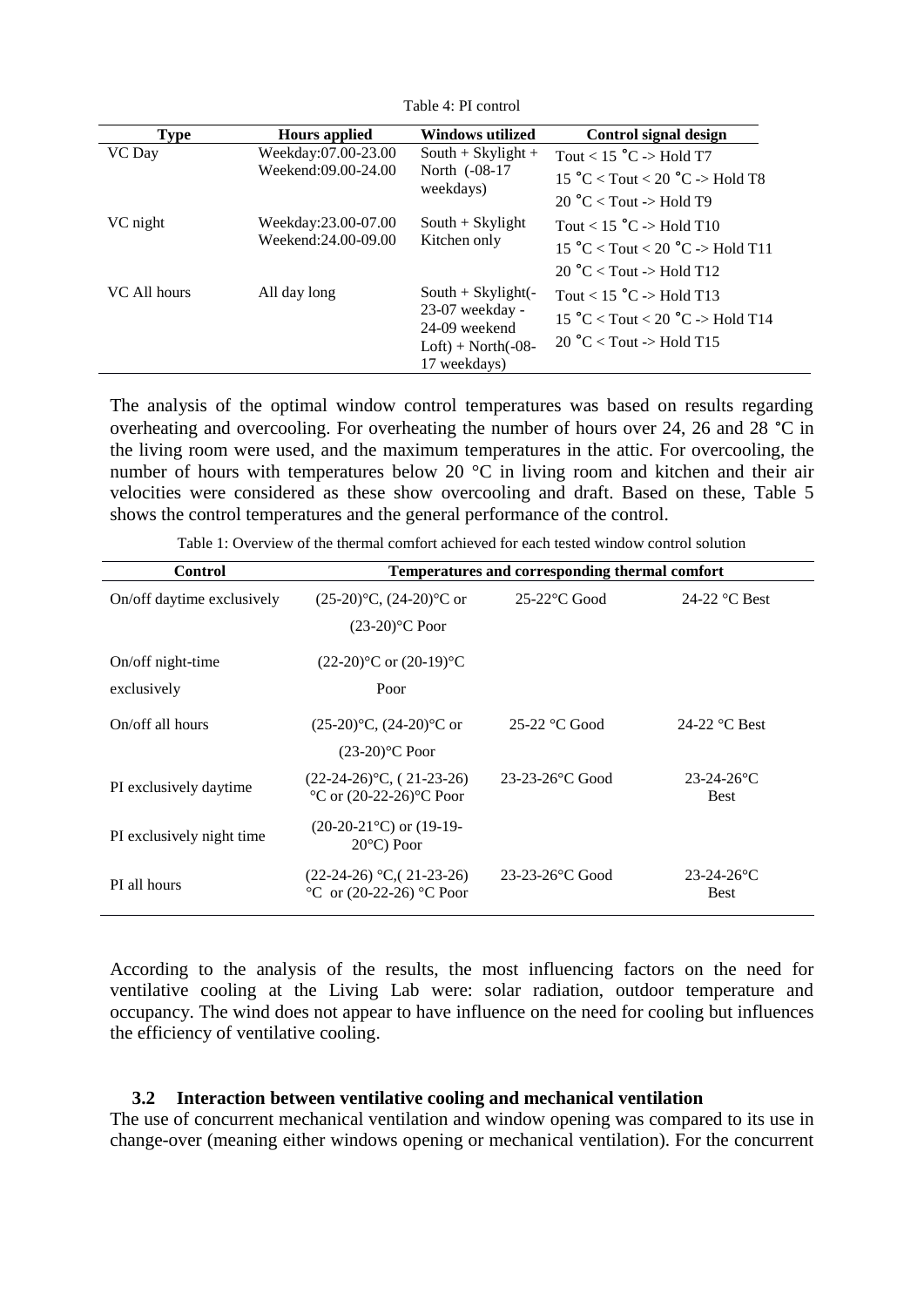Table 4: PI control

| Type | Hours applied | Windows utilized | Control signal design |
|---|---|---|---|
| VC Day | Weekday:07.00-23.00 Weekend:09.00-24.00 | South + Skylight + North (-08-17 weekdays) | Tout < 15 ˚C -> Hold T7<br>15 ˚C < Tout < 20 ˚C -> Hold T8<br>20 ˚C < Tout -> Hold T9 |
| VC night | Weekday:23.00-07.00 Weekend:24.00-09.00 | South + Skylight Kitchen only | Tout < 15 ˚C -> Hold T10<br>15 ˚C < Tout < 20 ˚C -> Hold T11<br>20 ˚C < Tout -> Hold T12 |
| VC All hours | All day long | South + Skylight(-23-07 weekday - 24-09 weekend Loft) + North(-08-17 weekdays) | Tout < 15 ˚C -> Hold T13<br>15 ˚C < Tout < 20 ˚C -> Hold T14<br>20 ˚C < Tout -> Hold T15 |

The analysis of the optimal window control temperatures was based on results regarding overheating and overcooling. For overheating the number of hours over 24, 26 and 28 °C in the living room were used, and the maximum temperatures in the attic. For overcooling, the number of hours with temperatures below 20 °C in living room and kitchen and their air velocities were considered as these show overcooling and draft. Based on these, Table 5 shows the control temperatures and the general performance of the control.

Table 1: Overview of the thermal comfort achieved for each tested window control solution

| Control | Temperatures and corresponding thermal comfort | | |
|---|---|---|---|
| On/off daytime exclusively | (25-20)°C, (24-20)°C or (23-20)°C Poor | 25-22°C Good | 24-22 °C Best |
| On/off night-time exclusively | (22-20)°C or (20-19)°C Poor | | |
| On/off all hours | (25-20)°C, (24-20)°C or (23-20)°C Poor | 25-22 °C Good | 24-22 °C Best |
| PI exclusively daytime | (22-24-26)°C, ( 21-23-26) °C or (20-22-26)°C Poor | 23-23-26°C Good | 23-24-26°C Best |
| PI exclusively night time | (20-20-21°C) or (19-19-20°C) Poor | | |
| PI all hours | (22-24-26) °C,( 21-23-26) °C or (20-22-26) °C Poor | 23-23-26°C Good | 23-24-26°C Best |

According to the analysis of the results, the most influencing factors on the need for ventilative cooling at the Living Lab were: solar radiation, outdoor temperature and occupancy. The wind does not appear to have influence on the need for cooling but influences the efficiency of ventilative cooling.

### 3.2 Interaction between ventilative cooling and mechanical ventilation

The use of concurrent mechanical ventilation and window opening was compared to its use in change-over (meaning either windows opening or mechanical ventilation). For the concurrent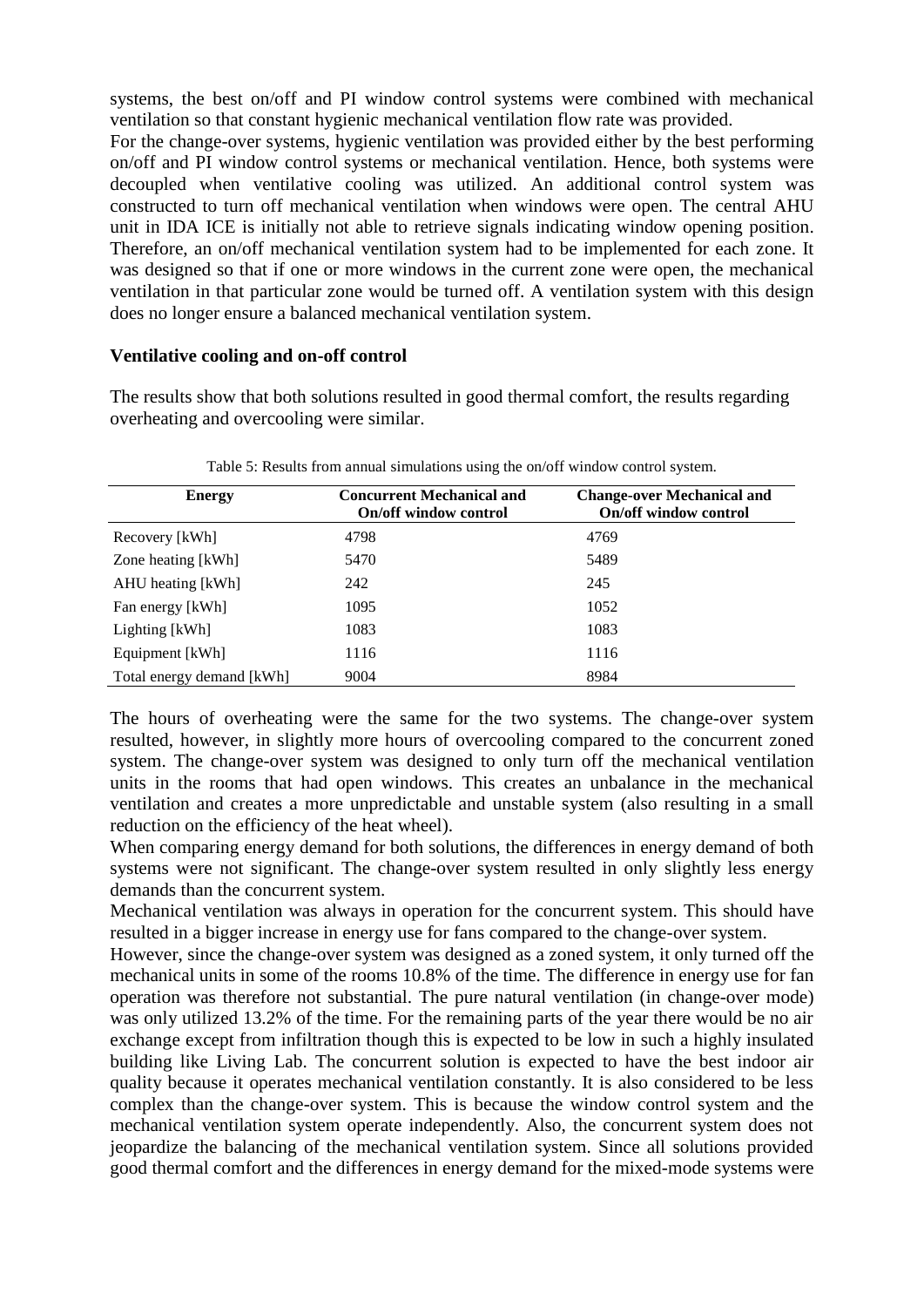systems, the best on/off and PI window control systems were combined with mechanical ventilation so that constant hygienic mechanical ventilation flow rate was provided.
For the change-over systems, hygienic ventilation was provided either by the best performing on/off and PI window control systems or mechanical ventilation. Hence, both systems were decoupled when ventilative cooling was utilized. An additional control system was constructed to turn off mechanical ventilation when windows were open. The central AHU unit in IDA ICE is initially not able to retrieve signals indicating window opening position. Therefore, an on/off mechanical ventilation system had to be implemented for each zone. It was designed so that if one or more windows in the current zone were open, the mechanical ventilation in that particular zone would be turned off. A ventilation system with this design does no longer ensure a balanced mechanical ventilation system.

**Ventilative cooling and on-off control**

The results show that both solutions resulted in good thermal comfort, the results regarding overheating and overcooling were similar.

Table 5: Results from annual simulations using the on/off window control system.

| Energy | Concurrent Mechanical and On/off window control | Change-over Mechanical and On/off window control |
|---|---|---|
| Recovery [kWh] | 4798 | 4769 |
| Zone heating [kWh] | 5470 | 5489 |
| AHU heating [kWh] | 242 | 245 |
| Fan energy [kWh] | 1095 | 1052 |
| Lighting [kWh] | 1083 | 1083 |
| Equipment [kWh] | 1116 | 1116 |
| Total energy demand [kWh] | 9004 | 8984 |

The hours of overheating were the same for the two systems. The change-over system resulted, however, in slightly more hours of overcooling compared to the concurrent zoned system. The change-over system was designed to only turn off the mechanical ventilation units in the rooms that had open windows. This creates an unbalance in the mechanical ventilation and creates a more unpredictable and unstable system (also resulting in a small reduction on the efficiency of the heat wheel).
When comparing energy demand for both solutions, the differences in energy demand of both systems were not significant. The change-over system resulted in only slightly less energy demands than the concurrent system.
Mechanical ventilation was always in operation for the concurrent system. This should have resulted in a bigger increase in energy use for fans compared to the change-over system.
However, since the change-over system was designed as a zoned system, it only turned off the mechanical units in some of the rooms 10.8% of the time. The difference in energy use for fan operation was therefore not substantial. The pure natural ventilation (in change-over mode) was only utilized 13.2% of the time. For the remaining parts of the year there would be no air exchange except from infiltration though this is expected to be low in such a highly insulated building like Living Lab. The concurrent solution is expected to have the best indoor air quality because it operates mechanical ventilation constantly. It is also considered to be less complex than the change-over system. This is because the window control system and the mechanical ventilation system operate independently. Also, the concurrent system does not jeopardize the balancing of the mechanical ventilation system. Since all solutions provided good thermal comfort and the differences in energy demand for the mixed-mode systems were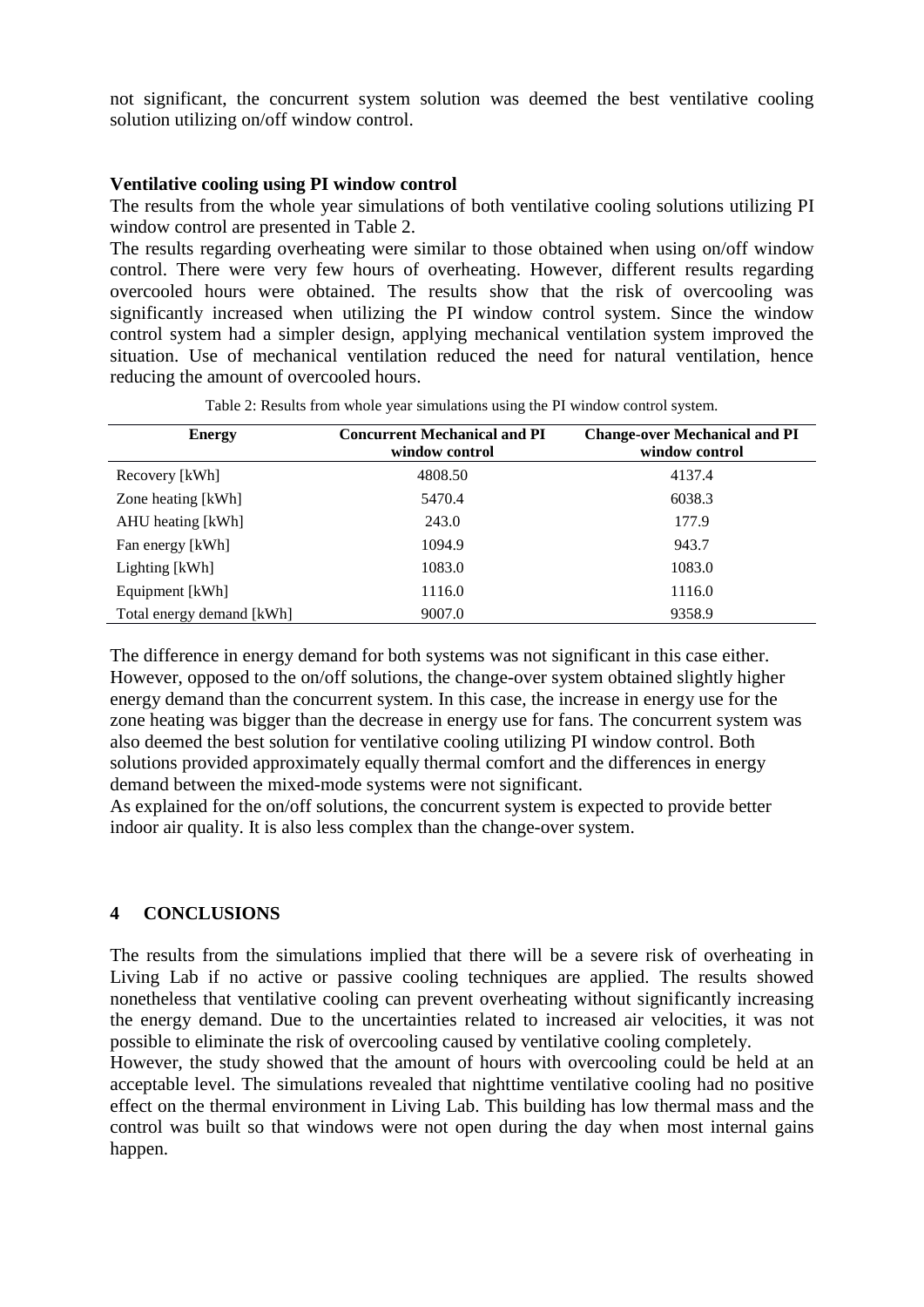not significant, the concurrent system solution was deemed the best ventilative cooling solution utilizing on/off window control.

### Ventilative cooling using PI window control

The results from the whole year simulations of both ventilative cooling solutions utilizing PI window control are presented in Table 2.

The results regarding overheating were similar to those obtained when using on/off window control. There were very few hours of overheating. However, different results regarding overcooled hours were obtained. The results show that the risk of overcooling was significantly increased when utilizing the PI window control system. Since the window control system had a simpler design, applying mechanical ventilation system improved the situation. Use of mechanical ventilation reduced the need for natural ventilation, hence reducing the amount of overcooled hours.

Table 2: Results from whole year simulations using the PI window control system.

| Energy | Concurrent Mechanical and PI window control | Change-over Mechanical and PI window control |
|---|---|---|
| Recovery [kWh] | 4808.50 | 4137.4 |
| Zone heating [kWh] | 5470.4 | 6038.3 |
| AHU heating [kWh] | 243.0 | 177.9 |
| Fan energy [kWh] | 1094.9 | 943.7 |
| Lighting [kWh] | 1083.0 | 1083.0 |
| Equipment [kWh] | 1116.0 | 1116.0 |
| Total energy demand [kWh] | 9007.0 | 9358.9 |

The difference in energy demand for both systems was not significant in this case either. However, opposed to the on/off solutions, the change-over system obtained slightly higher energy demand than the concurrent system. In this case, the increase in energy use for the zone heating was bigger than the decrease in energy use for fans. The concurrent system was also deemed the best solution for ventilative cooling utilizing PI window control. Both solutions provided approximately equally thermal comfort and the differences in energy demand between the mixed-mode systems were not significant.

As explained for the on/off solutions, the concurrent system is expected to provide better indoor air quality. It is also less complex than the change-over system.

## 4 CONCLUSIONS

The results from the simulations implied that there will be a severe risk of overheating in Living Lab if no active or passive cooling techniques are applied. The results showed nonetheless that ventilative cooling can prevent overheating without significantly increasing the energy demand. Due to the uncertainties related to increased air velocities, it was not possible to eliminate the risk of overcooling caused by ventilative cooling completely.

However, the study showed that the amount of hours with overcooling could be held at an acceptable level. The simulations revealed that nighttime ventilative cooling had no positive effect on the thermal environment in Living Lab. This building has low thermal mass and the control was built so that windows were not open during the day when most internal gains happen.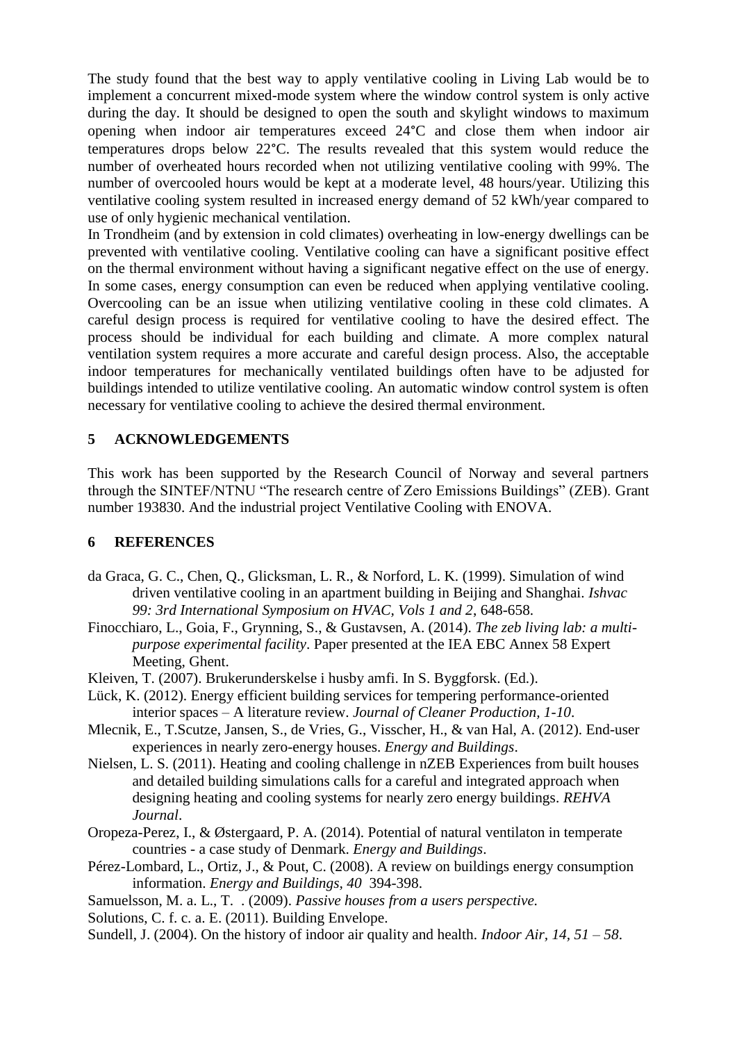The study found that the best way to apply ventilative cooling in Living Lab would be to implement a concurrent mixed-mode system where the window control system is only active during the day. It should be designed to open the south and skylight windows to maximum opening when indoor air temperatures exceed 24°C and close them when indoor air temperatures drops below 22°C. The results revealed that this system would reduce the number of overheated hours recorded when not utilizing ventilative cooling with 99%. The number of overcooled hours would be kept at a moderate level, 48 hours/year. Utilizing this ventilative cooling system resulted in increased energy demand of 52 kWh/year compared to use of only hygienic mechanical ventilation.

In Trondheim (and by extension in cold climates) overheating in low-energy dwellings can be prevented with ventilative cooling. Ventilative cooling can have a significant positive effect on the thermal environment without having a significant negative effect on the use of energy. In some cases, energy consumption can even be reduced when applying ventilative cooling. Overcooling can be an issue when utilizing ventilative cooling in these cold climates. A careful design process is required for ventilative cooling to have the desired effect. The process should be individual for each building and climate. A more complex natural ventilation system requires a more accurate and careful design process. Also, the acceptable indoor temperatures for mechanically ventilated buildings often have to be adjusted for buildings intended to utilize ventilative cooling. An automatic window control system is often necessary for ventilative cooling to achieve the desired thermal environment.

## 5 ACKNOWLEDGEMENTS

This work has been supported by the Research Council of Norway and several partners through the SINTEF/NTNU "The research centre of Zero Emissions Buildings" (ZEB). Grant number 193830. And the industrial project Ventilative Cooling with ENOVA.

## 6 REFERENCES

da Graca, G. C., Chen, Q., Glicksman, L. R., & Norford, L. K. (1999). Simulation of wind driven ventilative cooling in an apartment building in Beijing and Shanghai. *Ishvac 99: 3rd International Symposium on HVAC, Vols 1 and 2*, 648-658.

Finocchiaro, L., Goia, F., Grynning, S., & Gustavsen, A. (2014). *The zeb living lab: a multi-purpose experimental facility*. Paper presented at the IEA EBC Annex 58 Expert Meeting, Ghent.

Kleiven, T. (2007). Brukerunderskelse i husby amfi. In S. Byggforsk. (Ed.).

Lück, K. (2012). Energy efficient building services for tempering performance-oriented interior spaces – A literature review. *Journal of Cleaner Production, 1-10*.

Mlecnik, E., T.Scutze, Jansen, S., de Vries, G., Visscher, H., & van Hal, A. (2012). End-user experiences in nearly zero-energy houses. *Energy and Buildings*.

Nielsen, L. S. (2011). Heating and cooling challenge in nZEB Experiences from built houses and detailed building simulations calls for a careful and integrated approach when designing heating and cooling systems for nearly zero energy buildings. *REHVA Journal*.

Oropeza-Perez, I., & Østergaard, P. A. (2014). Potential of natural ventilaton in temperate countries - a case study of Denmark. *Energy and Buildings*.

Pérez-Lombard, L., Ortiz, J., & Pout, C. (2008). A review on buildings energy consumption information. *Energy and Buildings, 40* 394-398.

Samuelsson, M. a. L., T. . (2009). *Passive houses from a users perspective.*

Solutions, C. f. c. a. E. (2011). Building Envelope.

Sundell, J. (2004). On the history of indoor air quality and health. *Indoor Air, 14, 51 – 58*.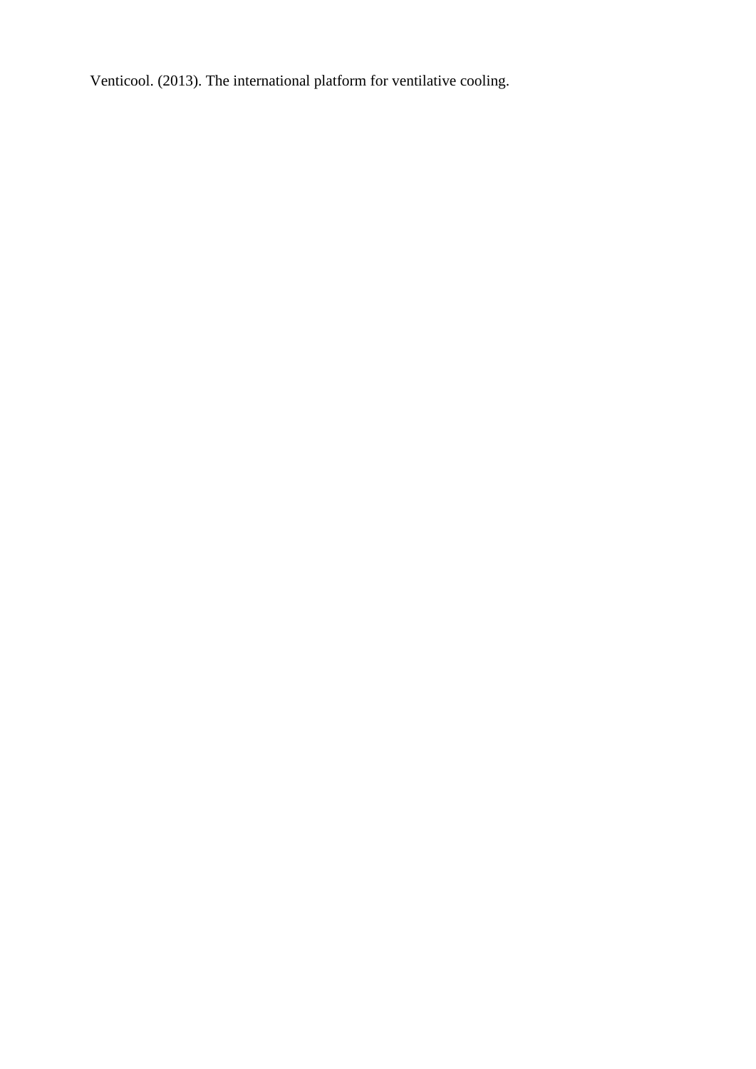Venticool. (2013). The international platform for ventilative cooling.